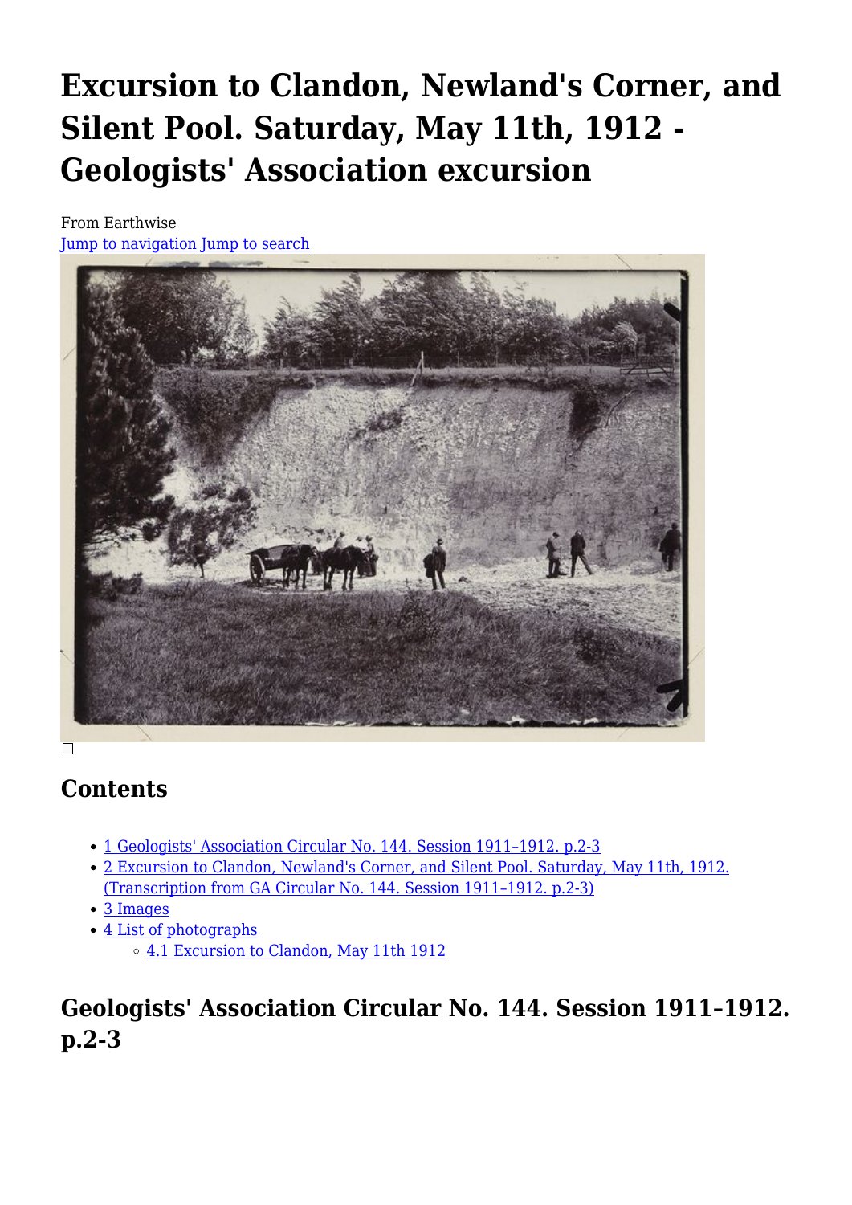# Excursion to Clandon, Newland's Corner, and Silent Pool. Saturday, May 11th, 1912 - Geologists' Association excursion

From Earthwise

Jump to navigation Jump to search

## Contents

- 1 Geologists' Association Circular No. 144. Session 1911–1912. p.2-3
- 2 Excursion to Clandon, Newland's Corner, and Silent Pool. Saturday, May 11th, 1912. (Transcription from GA Circular No. 144. Session 1911–1912. p.2-3)
- 3 Images
- 4 List of photographs
  - 4.1 Excursion to Clandon, May 11th 1912

## Geologists' Association Circular No. 144. Session 1911–1912. p.2-3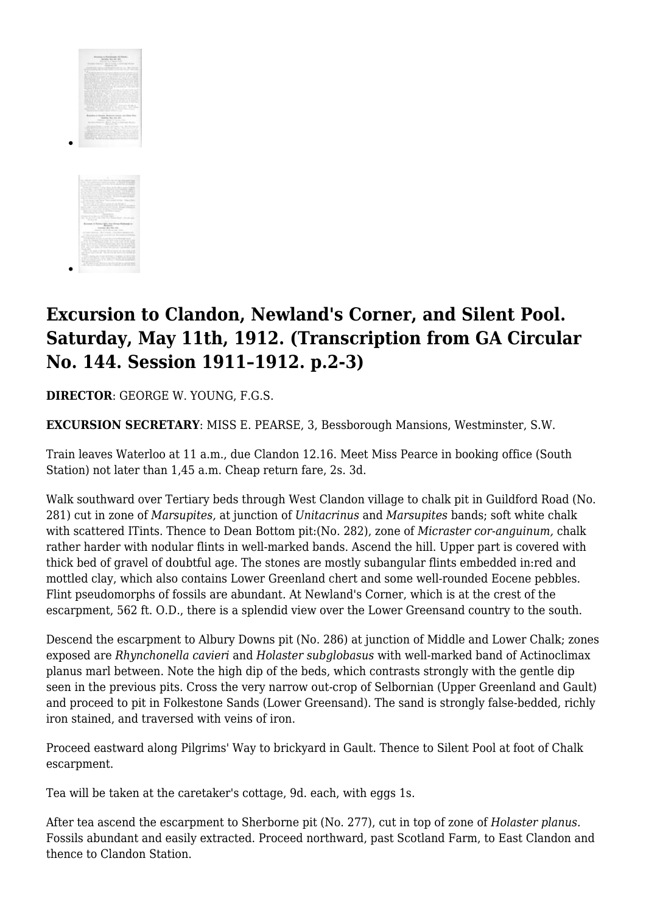## Excursion to Clandon, Newland's Corner, and Silent Pool. Saturday, May 11th, 1912. (Transcription from GA Circular No. 144. Session 1911–1912. p.2-3)

**DIRECTOR**: GEORGE W. YOUNG, F.G.S.

**EXCURSION SECRETARY**: MISS E. PEARSE, 3, Bessborough Mansions, Westminster, S.W.

Train leaves Waterloo at 11 a.m., due Clandon 12.16. Meet Miss Pearce in booking office (South Station) not later than 1,45 a.m. Cheap return fare, 2s. 3d.

Walk southward over Tertiary beds through West Clandon village to chalk pit in Guildford Road (No. 281) cut in zone of *Marsupites,* at junction of *Unitacrinus* and *Marsupites* bands; soft white chalk with scattered ITints. Thence to Dean Bottom pit:(No. 282), zone of *Micraster cor-anguinum,* chalk rather harder with nodular flints in well-marked bands. Ascend the hill. Upper part is covered with thick bed of gravel of doubtful age. The stones are mostly subangular flints embedded in:red and mottled clay, which also contains Lower Greenland chert and some well-rounded Eocene pebbles. Flint pseudomorphs of fossils are abundant. At Newland's Corner, which is at the crest of the escarpment, 562 ft. O.D., there is a splendid view over the Lower Greensand country to the south.

Descend the escarpment to Albury Downs pit (No. 286) at junction of Middle and Lower Chalk; zones exposed are *Rhynchonella cavieri* and *Holaster subglobasus* with well-marked band of Actinoclimax planus marl between. Note the high dip of the beds, which contrasts strongly with the gentle dip seen in the previous pits. Cross the very narrow out-crop of Selbornian (Upper Greenland and Gault) and proceed to pit in Folkestone Sands (Lower Greensand). The sand is strongly false-bedded, richly iron stained, and traversed with veins of iron.

Proceed eastward along Pilgrims' Way to brickyard in Gault. Thence to Silent Pool at foot of Chalk escarpment.

Tea will be taken at the caretaker's cottage, 9d. each, with eggs 1s.

After tea ascend the escarpment to Sherborne pit (No. 277), cut in top of zone of *Holaster planus.* Fossils abundant and easily extracted. Proceed northward, past Scotland Farm, to East Clandon and thence to Clandon Station.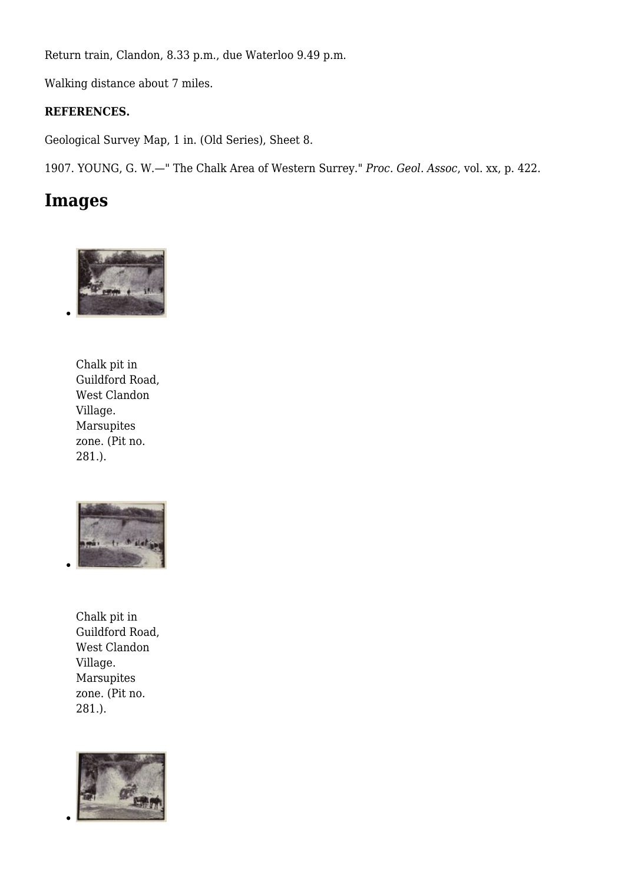Return train, Clandon, 8.33 p.m., due Waterloo 9.49 p.m.

Walking distance about 7 miles.

**REFERENCES.**

Geological Survey Map, 1 in. (Old Series), Sheet 8.

1907. YOUNG, G. W.—" The Chalk Area of Western Surrey." *Proc. Geol. Assoc*, vol. xx, p. 422.

## Images

Chalk pit in Guildford Road, West Clandon Village. Marsupites zone. (Pit no. 281.).

Chalk pit in Guildford Road, West Clandon Village. Marsupites zone. (Pit no. 281.).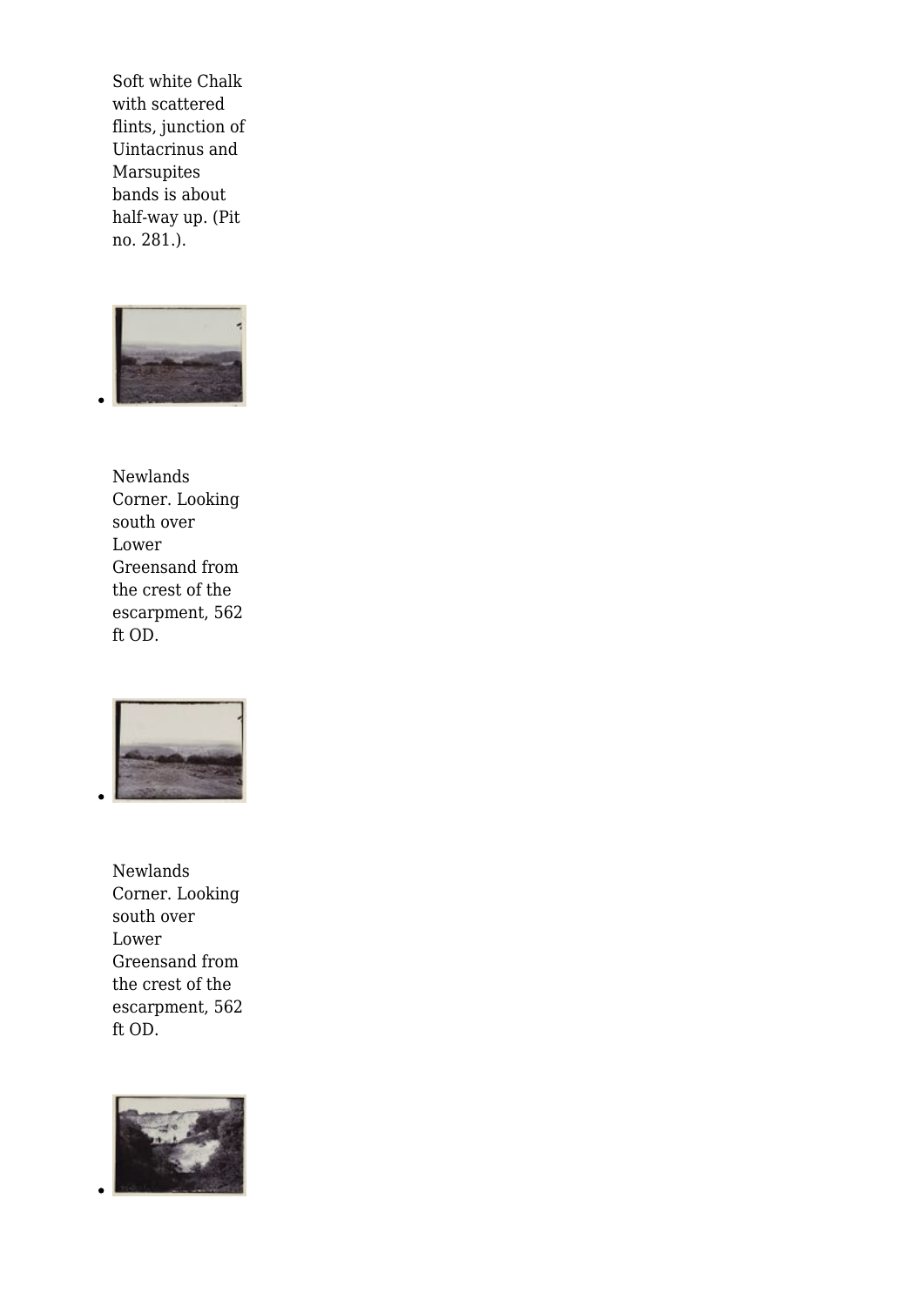Soft white Chalk with scattered flints, junction of Uintacrinus and Marsupites bands is about half-way up. (Pit no. 281.).

- 

Newlands Corner. Looking south over Lower Greensand from the crest of the escarpment, 562 ft OD.

- 

Newlands Corner. Looking south over Lower Greensand from the crest of the escarpment, 562 ft OD.

-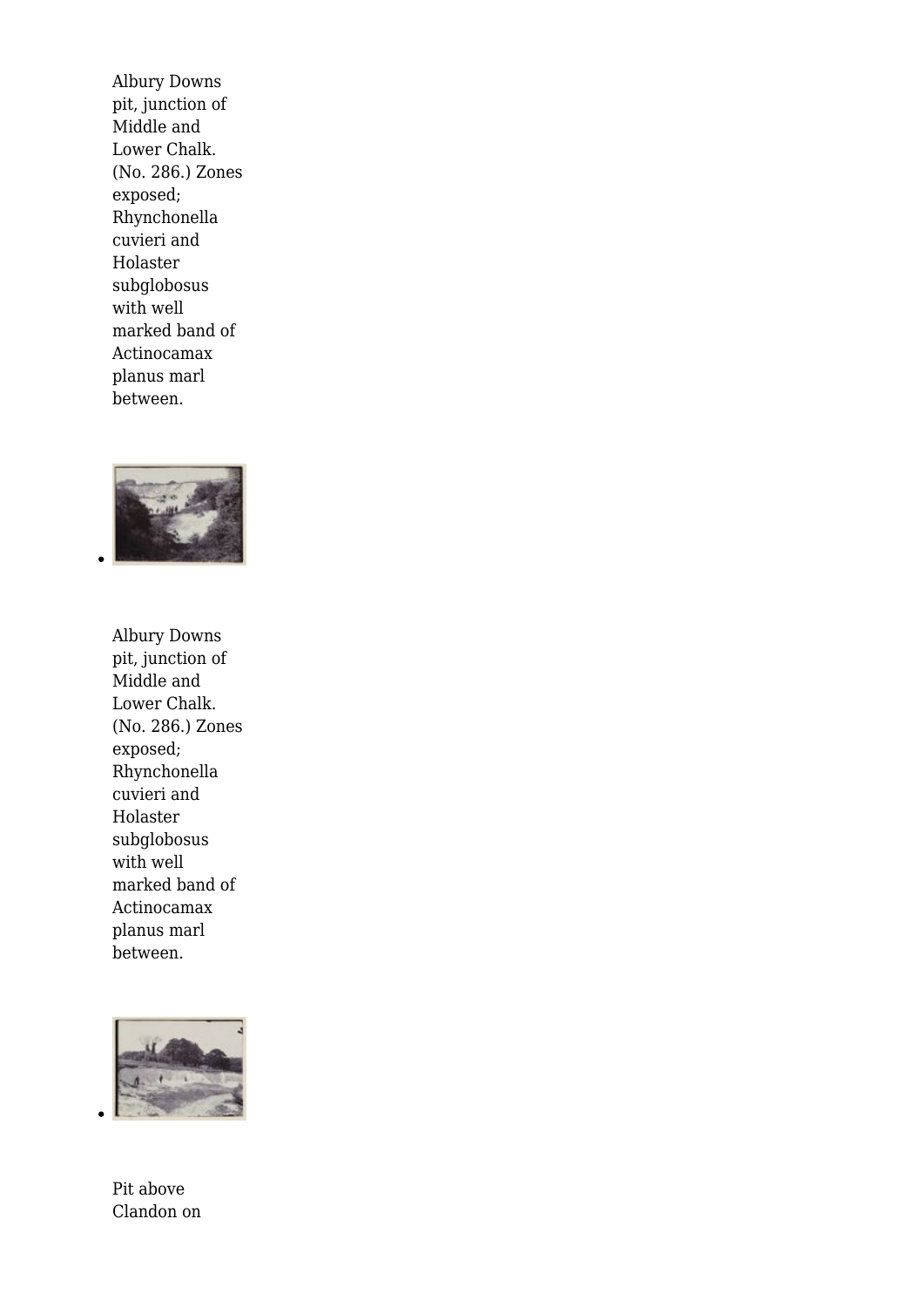Albury Downs pit, junction of Middle and Lower Chalk. (No. 286.) Zones exposed; Rhynchonella cuvieri and Holaster subglobosus with well marked band of Actinocamax planus marl between.

- 

Albury Downs pit, junction of Middle and Lower Chalk. (No. 286.) Zones exposed; Rhynchonella cuvieri and Holaster subglobosus with well marked band of Actinocamax planus marl between.

- 

Pit above Clandon on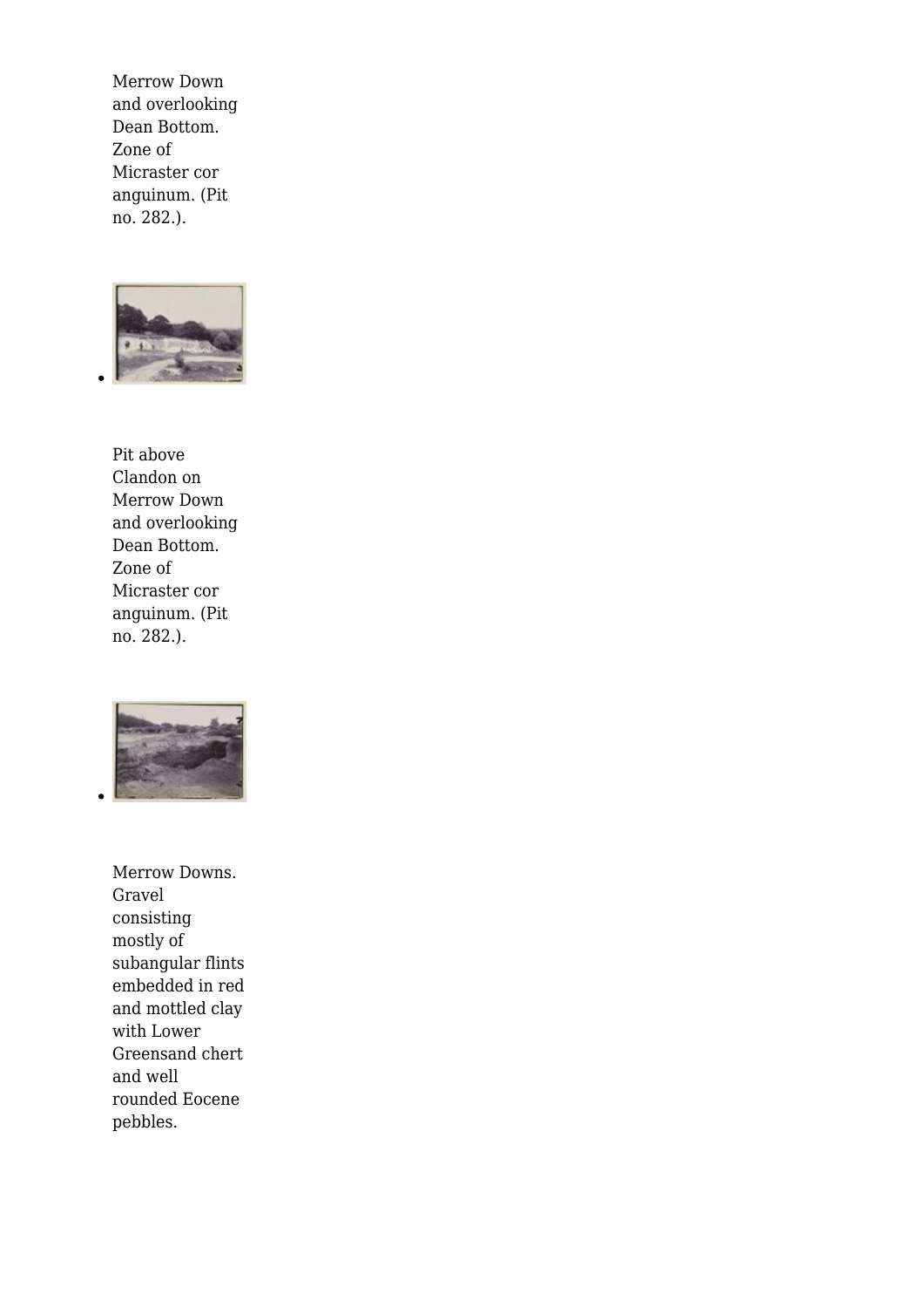Merrow Down and overlooking Dean Bottom. Zone of Micraster cor anguinum. (Pit no. 282.).

Pit above Clandon on Merrow Down and overlooking Dean Bottom. Zone of Micraster cor anguinum. (Pit no. 282.).

Merrow Downs. Gravel consisting mostly of subangular flints embedded in red and mottled clay with Lower Greensand chert and well rounded Eocene pebbles.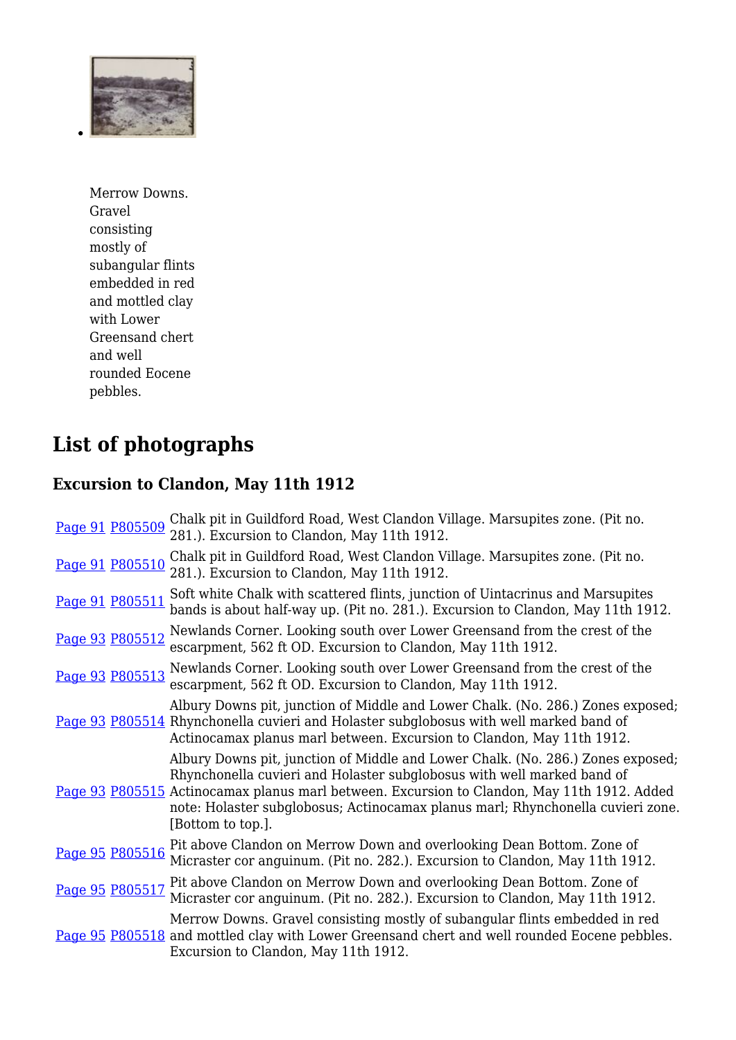- Merrow Downs. Gravel consisting mostly of subangular flints embedded in red and mottled clay with Lower Greensand chert and well rounded Eocene pebbles.

## List of photographs

### Excursion to Clandon, May 11th 1912

| | | |
|---|---|---|
| Page 91 | P805509 | Chalk pit in Guildford Road, West Clandon Village. Marsupites zone. (Pit no. 281.). Excursion to Clandon, May 11th 1912. |
| Page 91 | P805510 | Chalk pit in Guildford Road, West Clandon Village. Marsupites zone. (Pit no. 281.). Excursion to Clandon, May 11th 1912. |
| Page 91 | P805511 | Soft white Chalk with scattered flints, junction of Uintacrinus and Marsupites bands is about half-way up. (Pit no. 281.). Excursion to Clandon, May 11th 1912. |
| Page 93 | P805512 | Newlands Corner. Looking south over Lower Greensand from the crest of the escarpment, 562 ft OD. Excursion to Clandon, May 11th 1912. |
| Page 93 | P805513 | Newlands Corner. Looking south over Lower Greensand from the crest of the escarpment, 562 ft OD. Excursion to Clandon, May 11th 1912. |
| Page 93 | P805514 | Albury Downs pit, junction of Middle and Lower Chalk. (No. 286.) Zones exposed; Rhynchonella cuvieri and Holaster subglobosus with well marked band of Actinocamax planus marl between. Excursion to Clandon, May 11th 1912. |
| Page 93 | P805515 | Albury Downs pit, junction of Middle and Lower Chalk. (No. 286.) Zones exposed; Rhynchonella cuvieri and Holaster subglobosus with well marked band of Actinocamax planus marl between. Excursion to Clandon, May 11th 1912. Added note: Holaster subglobosus; Actinocamax planus marl; Rhynchonella cuvieri zone. [Bottom to top.]. |
| Page 95 | P805516 | Pit above Clandon on Merrow Down and overlooking Dean Bottom. Zone of Micraster cor anguinum. (Pit no. 282.). Excursion to Clandon, May 11th 1912. |
| Page 95 | P805517 | Pit above Clandon on Merrow Down and overlooking Dean Bottom. Zone of Micraster cor anguinum. (Pit no. 282.). Excursion to Clandon, May 11th 1912. |
| Page 95 | P805518 | Merrow Downs. Gravel consisting mostly of subangular flints embedded in red and mottled clay with Lower Greensand chert and well rounded Eocene pebbles. Excursion to Clandon, May 11th 1912. |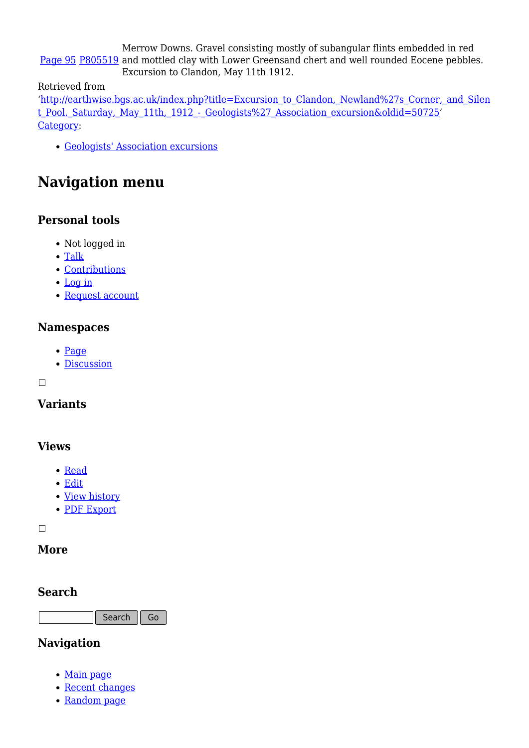| | | |
|---|---|---|
| Page 95 | P805519 | Merrow Downs. Gravel consisting mostly of subangular flints embedded in red and mottled clay with Lower Greensand chert and well rounded Eocene pebbles. Excursion to Clandon, May 11th 1912. |

Retrieved from 'http://earthwise.bgs.ac.uk/index.php?title=Excursion_to_Clandon,_Newland%27s_Corner,_and_Silent_Pool._Saturday,_May_11th,_1912_-_Geologists%27_Association_excursion&oldid=50725'

Category:

- Geologists' Association excursions

## Navigation menu

### Personal tools

- Not logged in
- Talk
- Contributions
- Log in
- Request account

### Namespaces

- Page
- Discussion

### Variants

### Views

- Read
- Edit
- View history
- PDF Export

### More

### Search

Search Go

### Navigation

- Main page
- Recent changes
- Random page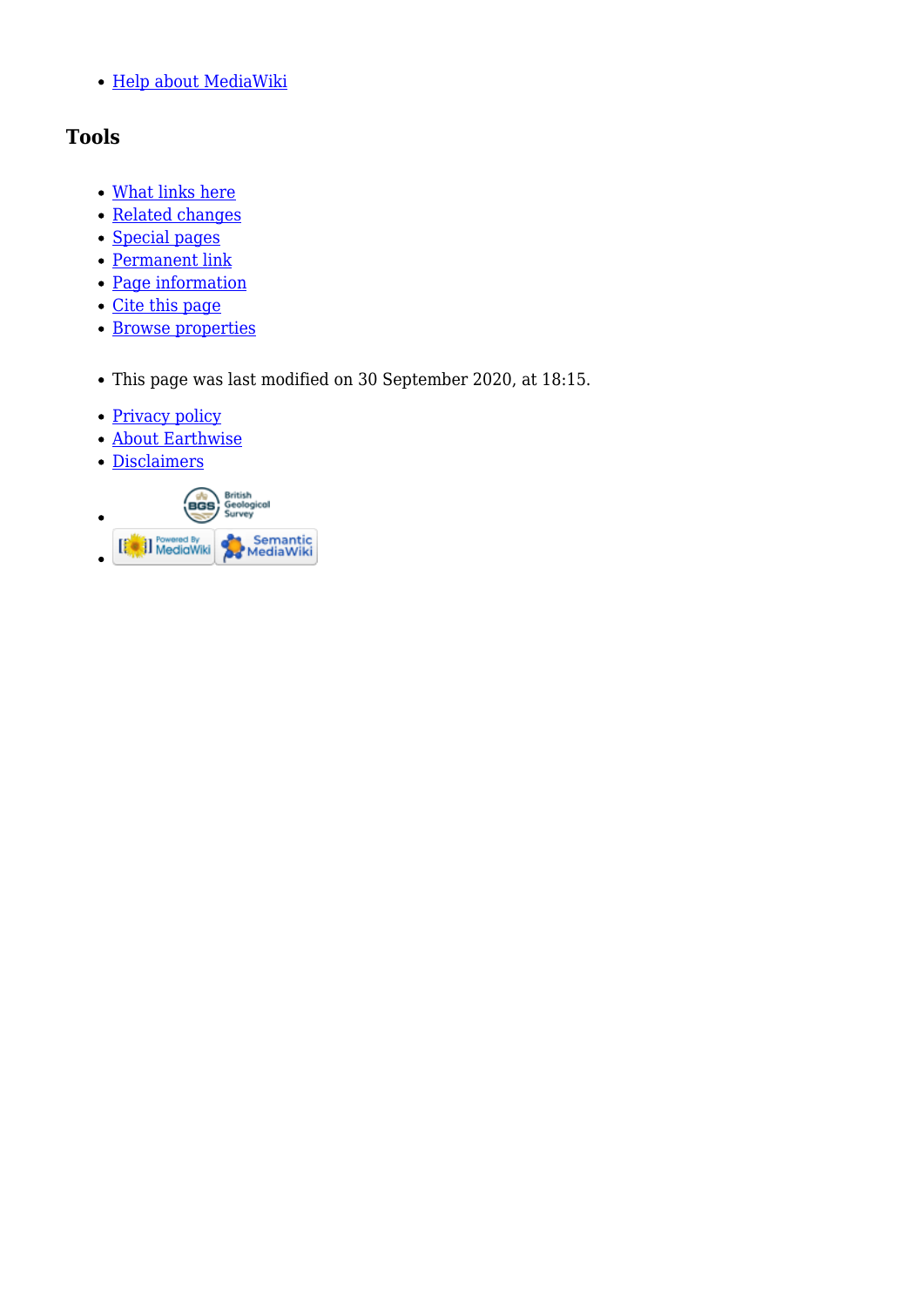- Help about MediaWiki

## Tools

- What links here
- Related changes
- Special pages
- Permanent link
- Page information
- Cite this page
- Browse properties

- This page was last modified on 30 September 2020, at 18:15.

- Privacy policy
- About Earthwise
- Disclaimers